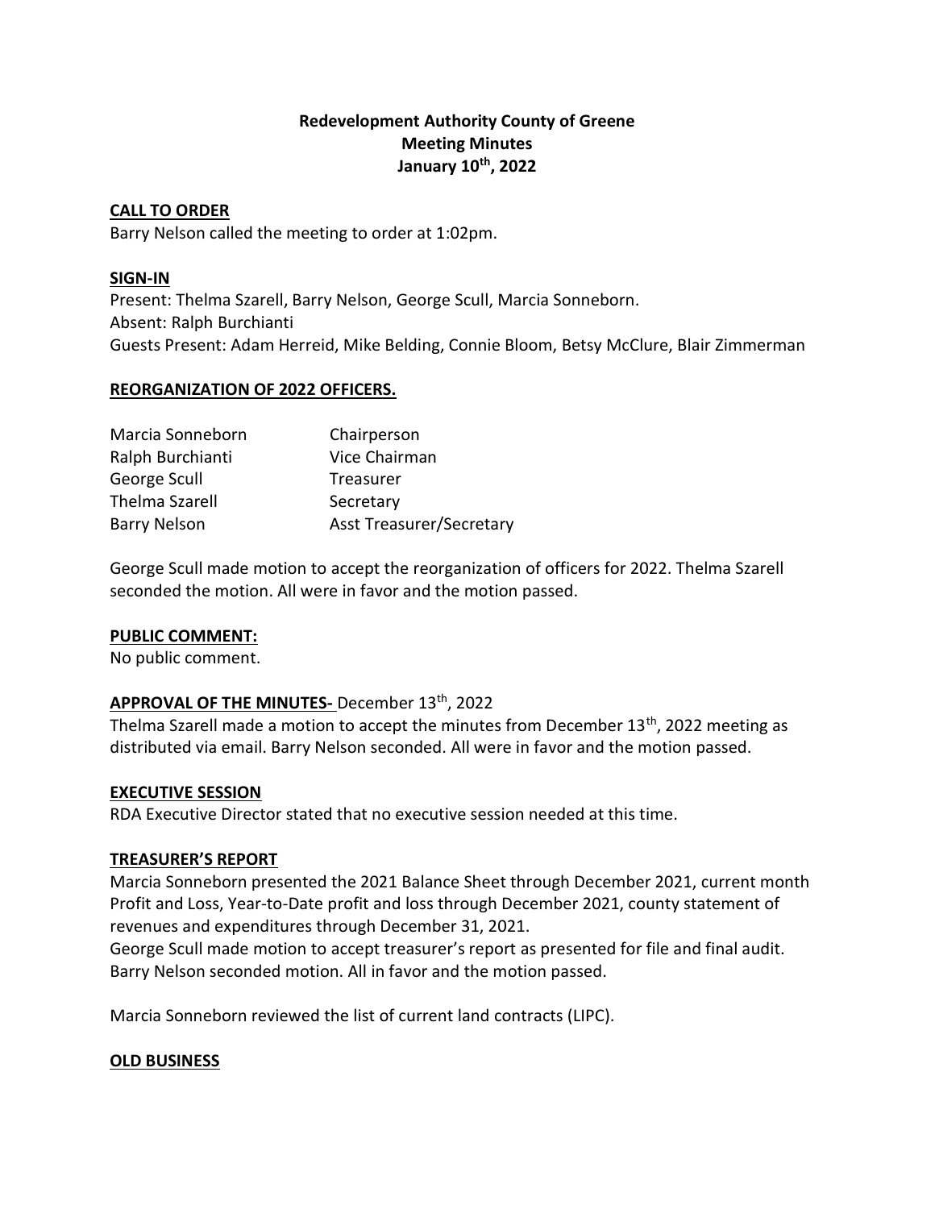# Redevelopment Authority County of Greene
## Meeting Minutes
## January 10th, 2022

**CALL TO ORDER**

Barry Nelson called the meeting to order at 1:02pm.

**SIGN-IN**

Present: Thelma Szarell, Barry Nelson, George Scull, Marcia Sonneborn.
Absent: Ralph Burchianti
Guests Present: Adam Herreid, Mike Belding, Connie Bloom, Betsy McClure, Blair Zimmerman

**REORGANIZATION OF 2022 OFFICERS.**

| | |
|---|---|
| Marcia Sonneborn | Chairperson |
| Ralph Burchianti | Vice Chairman |
| George Scull | Treasurer |
| Thelma Szarell | Secretary |
| Barry Nelson | Asst Treasurer/Secretary |

George Scull made motion to accept the reorganization of officers for 2022. Thelma Szarell seconded the motion. All were in favor and the motion passed.

**PUBLIC COMMENT:**

No public comment.

**APPROVAL OF THE MINUTES-** December 13th, 2022

Thelma Szarell made a motion to accept the minutes from December 13th, 2022 meeting as distributed via email. Barry Nelson seconded. All were in favor and the motion passed.

**EXECUTIVE SESSION**

RDA Executive Director stated that no executive session needed at this time.

**TREASURER'S REPORT**

Marcia Sonneborn presented the 2021 Balance Sheet through December 2021, current month Profit and Loss, Year-to-Date profit and loss through December 2021, county statement of revenues and expenditures through December 31, 2021.
George Scull made motion to accept treasurer's report as presented for file and final audit. Barry Nelson seconded motion. All in favor and the motion passed.

Marcia Sonneborn reviewed the list of current land contracts (LIPC).

**OLD BUSINESS**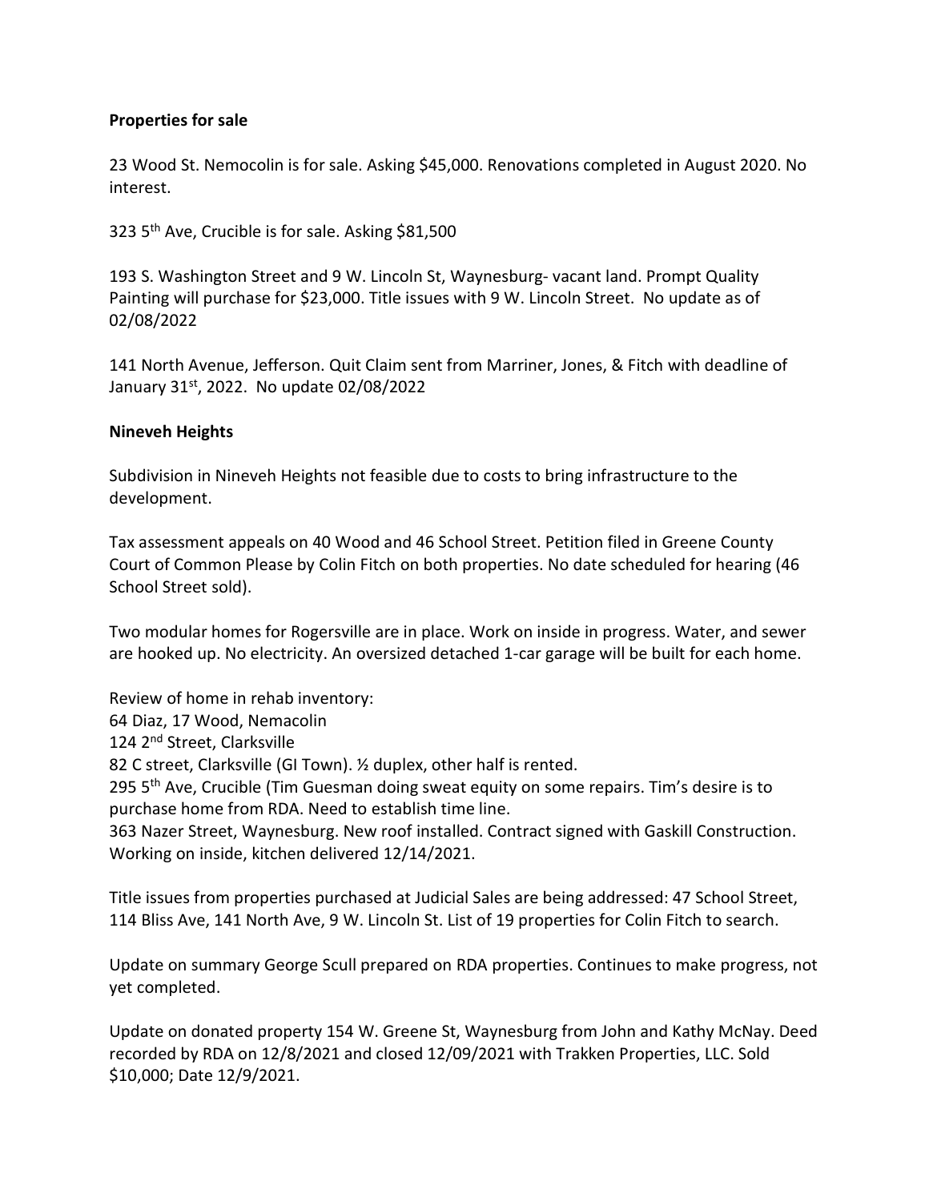**Properties for sale**

23 Wood St. Nemocolin is for sale. Asking $45,000. Renovations completed in August 2020. No interest.

323 5th Ave, Crucible is for sale. Asking $81,500

193 S. Washington Street and 9 W. Lincoln St, Waynesburg- vacant land. Prompt Quality Painting will purchase for $23,000. Title issues with 9 W. Lincoln Street. No update as of 02/08/2022

141 North Avenue, Jefferson. Quit Claim sent from Marriner, Jones, & Fitch with deadline of January 31st, 2022. No update 02/08/2022

**Nineveh Heights**

Subdivision in Nineveh Heights not feasible due to costs to bring infrastructure to the development.

Tax assessment appeals on 40 Wood and 46 School Street. Petition filed in Greene County Court of Common Please by Colin Fitch on both properties. No date scheduled for hearing (46 School Street sold).

Two modular homes for Rogersville are in place. Work on inside in progress. Water, and sewer are hooked up. No electricity. An oversized detached 1-car garage will be built for each home.

Review of home in rehab inventory:
64 Diaz, 17 Wood, Nemacolin
124 2nd Street, Clarksville
82 C street, Clarksville (GI Town). ½ duplex, other half is rented.
295 5th Ave, Crucible (Tim Guesman doing sweat equity on some repairs. Tim's desire is to purchase home from RDA. Need to establish time line.
363 Nazer Street, Waynesburg. New roof installed. Contract signed with Gaskill Construction. Working on inside, kitchen delivered 12/14/2021.

Title issues from properties purchased at Judicial Sales are being addressed: 47 School Street, 114 Bliss Ave, 141 North Ave, 9 W. Lincoln St. List of 19 properties for Colin Fitch to search.

Update on summary George Scull prepared on RDA properties. Continues to make progress, not yet completed.

Update on donated property 154 W. Greene St, Waynesburg from John and Kathy McNay. Deed recorded by RDA on 12/8/2021 and closed 12/09/2021 with Trakken Properties, LLC. Sold $10,000; Date 12/9/2021.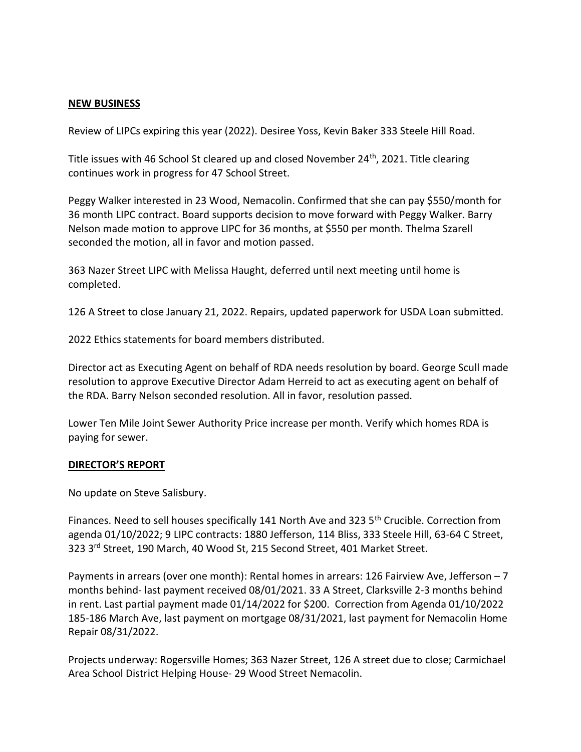**NEW BUSINESS**

Review of LIPCs expiring this year (2022). Desiree Yoss, Kevin Baker 333 Steele Hill Road.

Title issues with 46 School St cleared up and closed November 24th, 2021. Title clearing continues work in progress for 47 School Street.

Peggy Walker interested in 23 Wood, Nemacolin. Confirmed that she can pay $550/month for 36 month LIPC contract. Board supports decision to move forward with Peggy Walker. Barry Nelson made motion to approve LIPC for 36 months, at $550 per month. Thelma Szarell seconded the motion, all in favor and motion passed.

363 Nazer Street LIPC with Melissa Haught, deferred until next meeting until home is completed.

126 A Street to close January 21, 2022. Repairs, updated paperwork for USDA Loan submitted.

2022 Ethics statements for board members distributed.

Director act as Executing Agent on behalf of RDA needs resolution by board. George Scull made resolution to approve Executive Director Adam Herreid to act as executing agent on behalf of the RDA. Barry Nelson seconded resolution. All in favor, resolution passed.

Lower Ten Mile Joint Sewer Authority Price increase per month. Verify which homes RDA is paying for sewer.

**DIRECTOR'S REPORT**

No update on Steve Salisbury.

Finances. Need to sell houses specifically 141 North Ave and 323 5th Crucible. Correction from agenda 01/10/2022; 9 LIPC contracts: 1880 Jefferson, 114 Bliss, 333 Steele Hill, 63-64 C Street, 323 3rd Street, 190 March, 40 Wood St, 215 Second Street, 401 Market Street.

Payments in arrears (over one month): Rental homes in arrears: 126 Fairview Ave, Jefferson – 7 months behind- last payment received 08/01/2021. 33 A Street, Clarksville 2-3 months behind in rent. Last partial payment made 01/14/2022 for $200. Correction from Agenda 01/10/2022 185-186 March Ave, last payment on mortgage 08/31/2021, last payment for Nemacolin Home Repair 08/31/2022.

Projects underway: Rogersville Homes; 363 Nazer Street, 126 A street due to close; Carmichael Area School District Helping House- 29 Wood Street Nemacolin.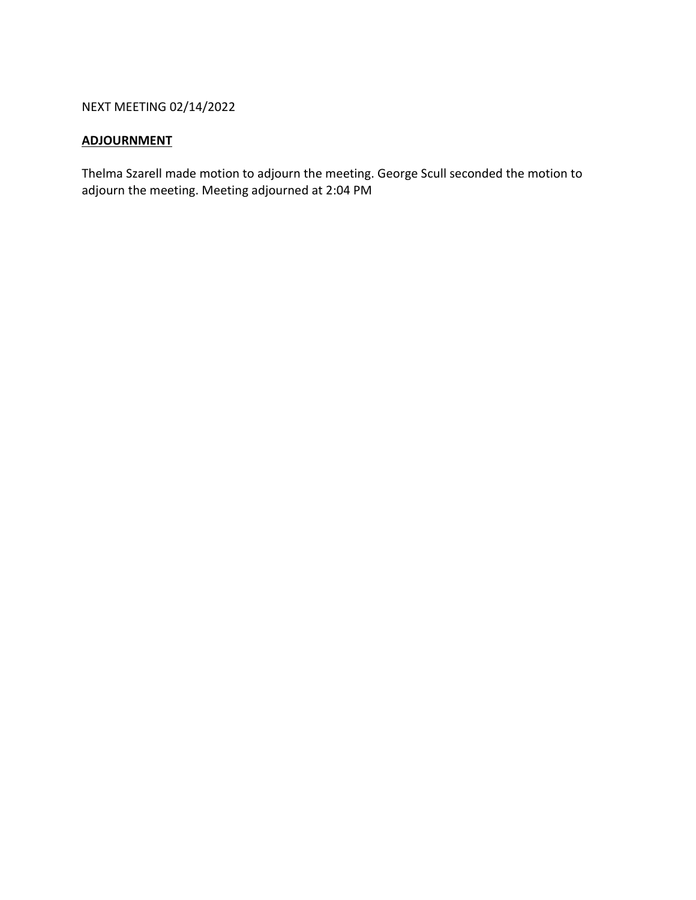NEXT MEETING 02/14/2022

**ADJOURNMENT**

Thelma Szarell made motion to adjourn the meeting. George Scull seconded the motion to adjourn the meeting. Meeting adjourned at 2:04 PM